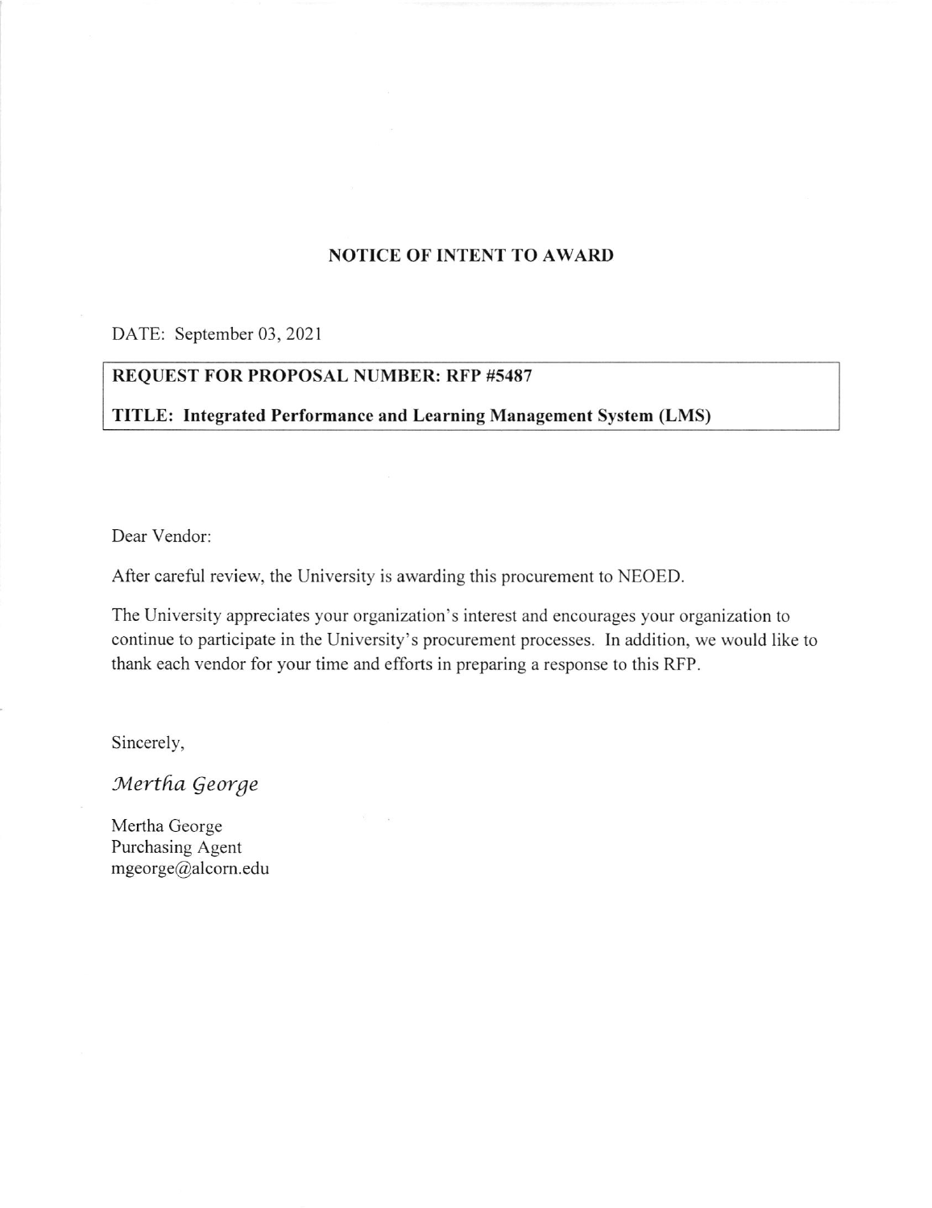# NOTICE OF INTENT TO AWARD

DATE: September 03, 2021

**REQUEST FOR PROPOSAL NUMBER: RFP #5487**

**TITLE: Integrated Performance and Learning Management System (LMS)**

Dear Vendor:

After careful review, the University is awarding this procurement to NEOED.

The University appreciates your organization's interest and encourages your organization to continue to participate in the University's procurement processes. In addition, we would like to thank each vendor for your time and efforts in preparing a response to this RFP.

Sincerely,

*Mertha George*

Mertha George
Purchasing Agent
mgeorge@alcorn.edu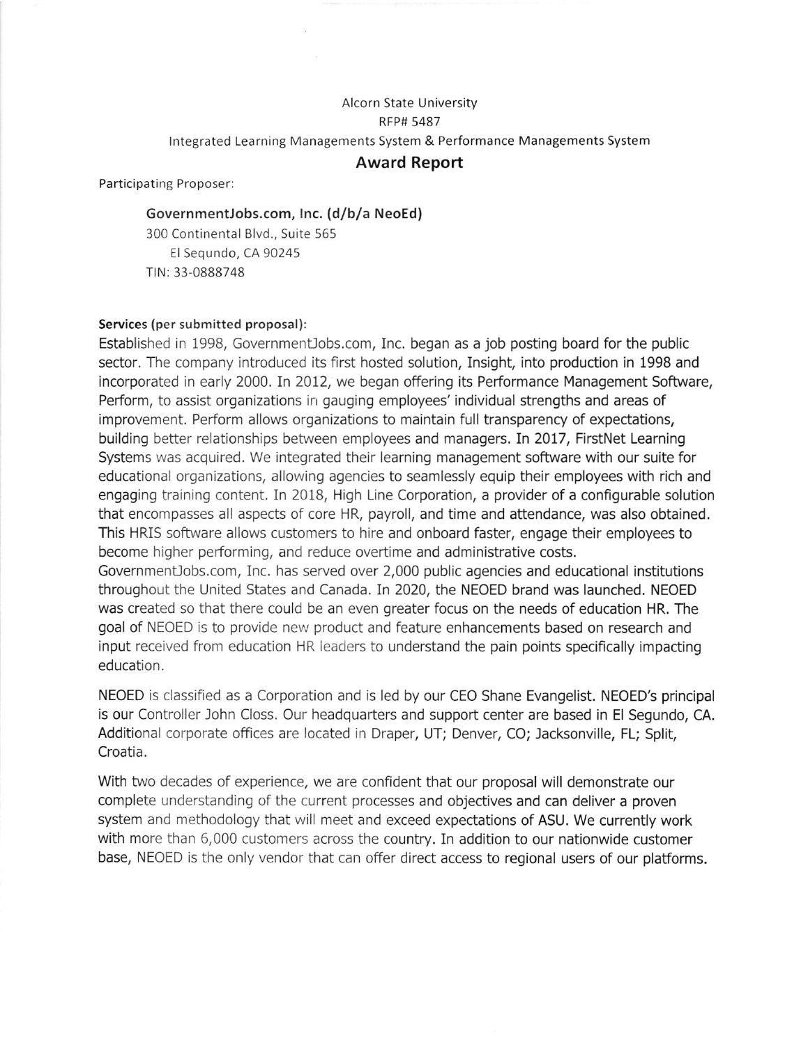Alcorn State University

RFP# 5487

Integrated Learning Managements System & Performance Managements System

## Award Report

Participating Proposer:

**GovernmentJobs.com, Inc. (d/b/a NeoEd)**
300 Continental Blvd., Suite 565
El Sequndo, CA 90245
TIN: 33-0888748

**Services (per submitted proposal):**

Established in 1998, GovernmentJobs.com, Inc. began as a job posting board for the public sector. The company introduced its first hosted solution, Insight, into production in 1998 and incorporated in early 2000. In 2012, we began offering its Performance Management Software, Perform, to assist organizations in gauging employees' individual strengths and areas of improvement. Perform allows organizations to maintain full transparency of expectations, building better relationships between employees and managers. In 2017, FirstNet Learning Systems was acquired. We integrated their learning management software with our suite for educational organizations, allowing agencies to seamlessly equip their employees with rich and engaging training content. In 2018, High Line Corporation, a provider of a configurable solution that encompasses all aspects of core HR, payroll, and time and attendance, was also obtained. This HRIS software allows customers to hire and onboard faster, engage their employees to become higher performing, and reduce overtime and administrative costs. GovernmentJobs.com, Inc. has served over 2,000 public agencies and educational institutions throughout the United States and Canada. In 2020, the NEOED brand was launched. NEOED was created so that there could be an even greater focus on the needs of education HR. The goal of NEOED is to provide new product and feature enhancements based on research and input received from education HR leaders to understand the pain points specifically impacting education.

NEOED is classified as a Corporation and is led by our CEO Shane Evangelist. NEOED's principal is our Controller John Closs. Our headquarters and support center are based in El Segundo, CA. Additional corporate offices are located in Draper, UT; Denver, CO; Jacksonville, FL; Split, Croatia.

With two decades of experience, we are confident that our proposal will demonstrate our complete understanding of the current processes and objectives and can deliver a proven system and methodology that will meet and exceed expectations of ASU. We currently work with more than 6,000 customers across the country. In addition to our nationwide customer base, NEOED is the only vendor that can offer direct access to regional users of our platforms.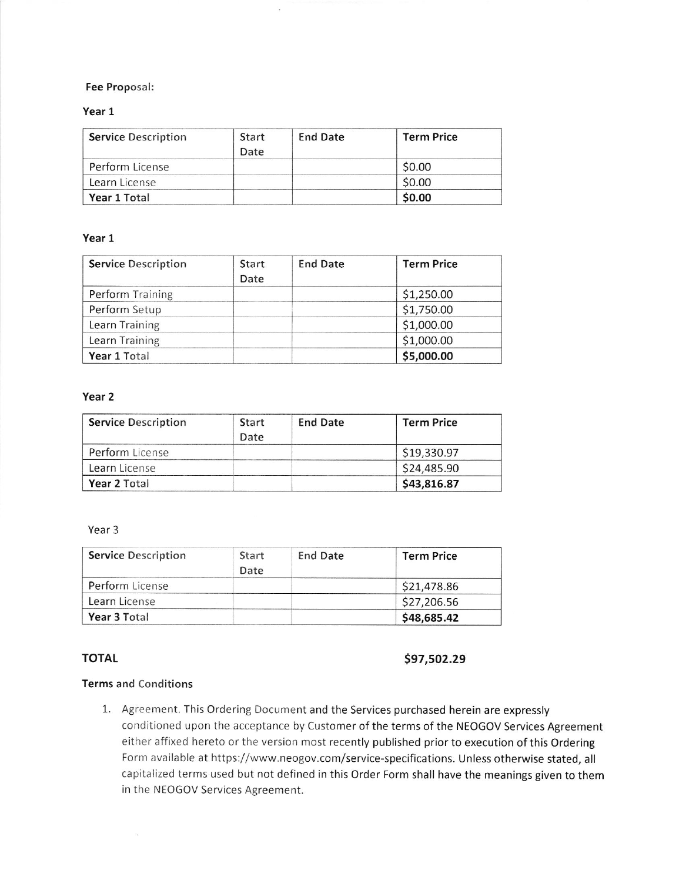**Fee Proposal:**

**Year 1**

| Service Description | Start Date | End Date | Term Price |
|---|---|---|---|
| Perform License | | | $0.00 |
| Learn License | | | $0.00 |
| **Year 1 Total** | | | **$0.00** |

**Year 1**

| Service Description | Start Date | End Date | Term Price |
|---|---|---|---|
| Perform Training | | | $1,250.00 |
| Perform Setup | | | $1,750.00 |
| Learn Training | | | $1,000.00 |
| Learn Training | | | $1,000.00 |
| **Year 1 Total** | | | **$5,000.00** |

**Year 2**

| Service Description | Start Date | End Date | Term Price |
|---|---|---|---|
| Perform License | | | $19,330.97 |
| Learn License | | | $24,485.90 |
| **Year 2 Total** | | | **$43,816.87** |

Year 3

| Service Description | Start Date | End Date | Term Price |
|---|---|---|---|
| Perform License | | | $21,478.86 |
| Learn License | | | $27,206.56 |
| **Year 3 Total** | | | **$48,685.42** |

**TOTAL** **$97,502.29**

**Terms and Conditions**

1. Agreement. This Ordering Document and the Services purchased herein are expressly conditioned upon the acceptance by Customer of the terms of the NEOGOV Services Agreement either affixed hereto or the version most recently published prior to execution of this Ordering Form available at https://www.neogov.com/service-specifications. Unless otherwise stated, all capitalized terms used but not defined in this Order Form shall have the meanings given to them in the NEOGOV Services Agreement.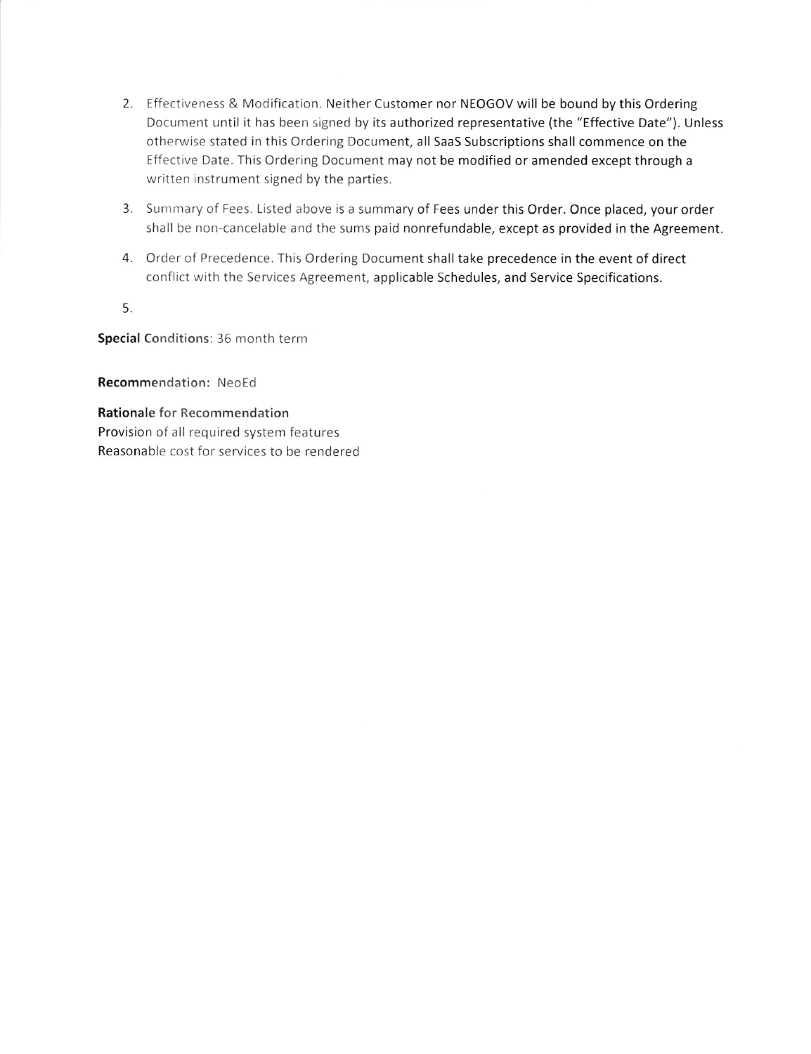2. Effectiveness & Modification. Neither Customer nor NEOGOV will be bound by this Ordering Document until it has been signed by its authorized representative (the "Effective Date"). Unless otherwise stated in this Ordering Document, all SaaS Subscriptions shall commence on the Effective Date. This Ordering Document may not be modified or amended except through a written instrument signed by the parties.

3. Summary of Fees. Listed above is a summary of Fees under this Order. Once placed, your order shall be non-cancelable and the sums paid nonrefundable, except as provided in the Agreement.

4. Order of Precedence. This Ordering Document shall take precedence in the event of direct conflict with the Services Agreement, applicable Schedules, and Service Specifications.

5.

**Special Conditions**: 36 month term

**Recommendation:** NeoEd

**Rationale for Recommendation**
Provision of all required system features
Reasonable cost for services to be rendered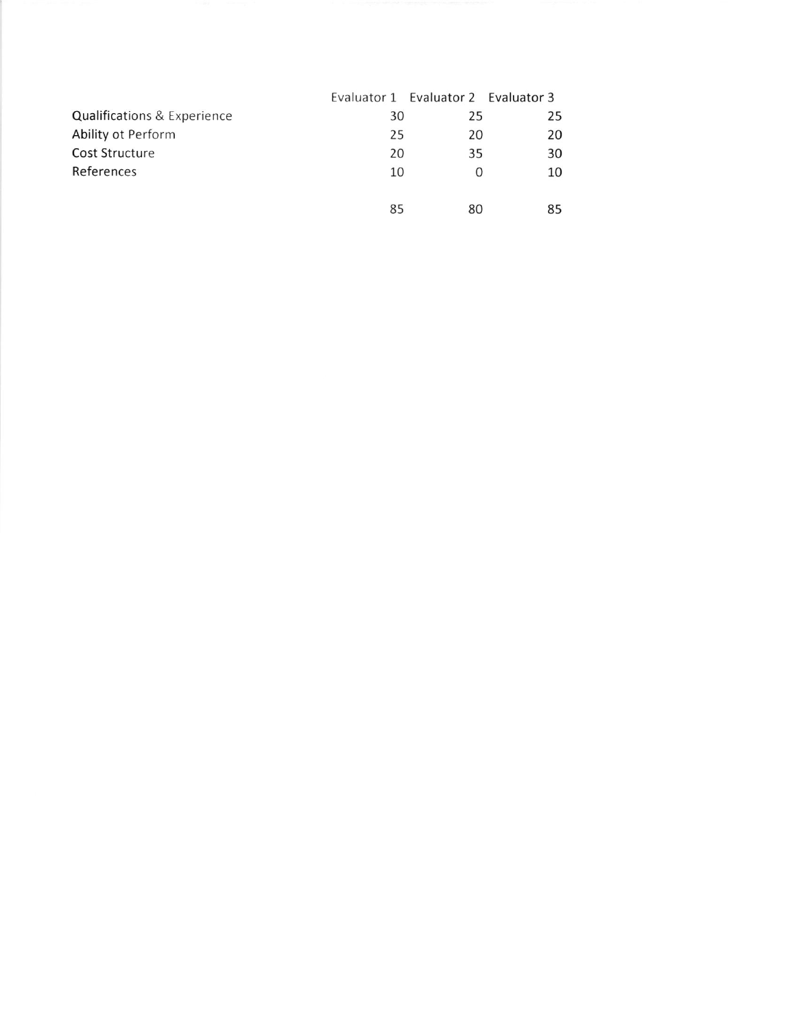| | Evaluator 1 | Evaluator 2 | Evaluator 3 |
|---|---|---|---|
| Qualifications & Experience | 30 | 25 | 25 |
| Ability ot Perform | 25 | 20 | 20 |
| Cost Structure | 20 | 35 | 30 |
| References | 10 | 0 | 10 |
| | | | |
| | 85 | 80 | 85 |